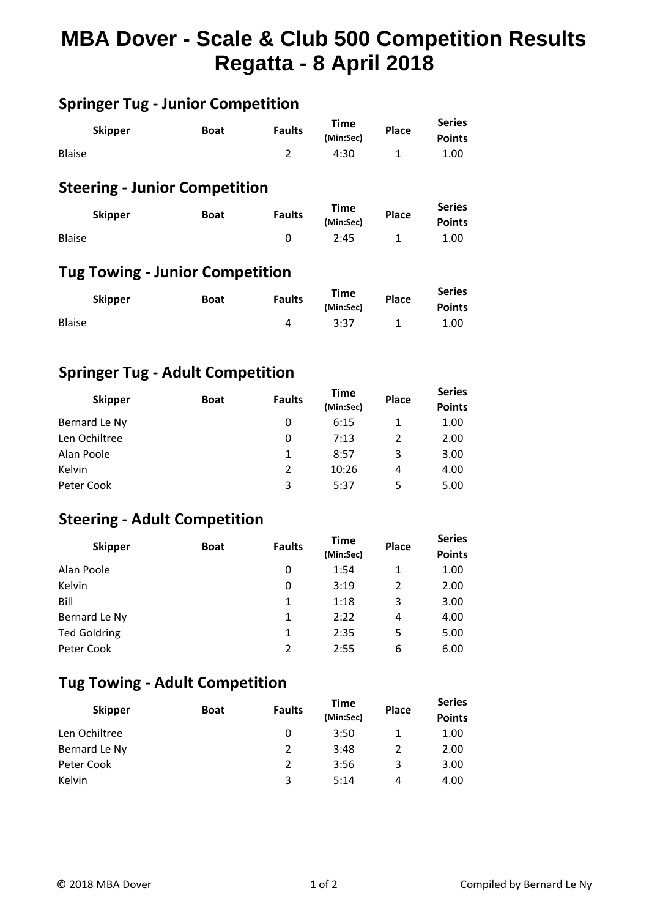# MBA Dover - Scale & Club 500 Competition Results
# Regatta - 8 April 2018

## Springer Tug - Junior Competition

| Skipper | Boat | Faults | Time (Min:Sec) | Place | Series Points |
|---|---|---|---|---|---|
| Blaise | | 2 | 4:30 | 1 | 1.00 |

## Steering - Junior Competition

| Skipper | Boat | Faults | Time (Min:Sec) | Place | Series Points |
|---|---|---|---|---|---|
| Blaise | | 0 | 2:45 | 1 | 1.00 |

## Tug Towing - Junior Competition

| Skipper | Boat | Faults | Time (Min:Sec) | Place | Series Points |
|---|---|---|---|---|---|
| Blaise | | 4 | 3:37 | 1 | 1.00 |

## Springer Tug - Adult Competition

| Skipper | Boat | Faults | Time (Min:Sec) | Place | Series Points |
|---|---|---|---|---|---|
| Bernard Le Ny | | 0 | 6:15 | 1 | 1.00 |
| Len Ochiltree | | 0 | 7:13 | 2 | 2.00 |
| Alan Poole | | 1 | 8:57 | 3 | 3.00 |
| Kelvin | | 2 | 10:26 | 4 | 4.00 |
| Peter Cook | | 3 | 5:37 | 5 | 5.00 |

## Steering - Adult Competition

| Skipper | Boat | Faults | Time (Min:Sec) | Place | Series Points |
|---|---|---|---|---|---|
| Alan Poole | | 0 | 1:54 | 1 | 1.00 |
| Kelvin | | 0 | 3:19 | 2 | 2.00 |
| Bill | | 1 | 1:18 | 3 | 3.00 |
| Bernard Le Ny | | 1 | 2:22 | 4 | 4.00 |
| Ted Goldring | | 1 | 2:35 | 5 | 5.00 |
| Peter Cook | | 2 | 2:55 | 6 | 6.00 |

## Tug Towing - Adult Competition

| Skipper | Boat | Faults | Time (Min:Sec) | Place | Series Points |
|---|---|---|---|---|---|
| Len Ochiltree | | 0 | 3:50 | 1 | 1.00 |
| Bernard Le Ny | | 2 | 3:48 | 2 | 2.00 |
| Peter Cook | | 2 | 3:56 | 3 | 3.00 |
| Kelvin | | 3 | 5:14 | 4 | 4.00 |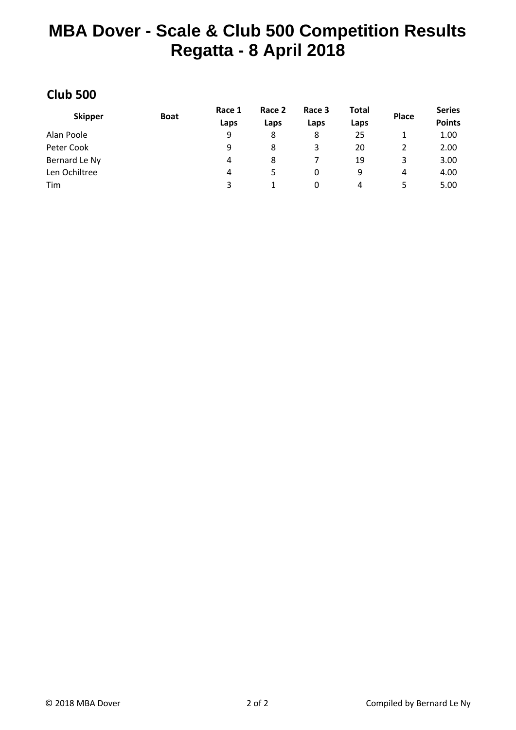# MBA Dover - Scale & Club 500 Competition Results
# Regatta - 8 April 2018

## Club 500

| Skipper | Boat | Race 1 Laps | Race 2 Laps | Race 3 Laps | Total Laps | Place | Series Points |
|---|---|---|---|---|---|---|---|
| Alan Poole | | 9 | 8 | 8 | 25 | 1 | 1.00 |
| Peter Cook | | 9 | 8 | 3 | 20 | 2 | 2.00 |
| Bernard Le Ny | | 4 | 8 | 7 | 19 | 3 | 3.00 |
| Len Ochiltree | | 4 | 5 | 0 | 9 | 4 | 4.00 |
| Tim | | 3 | 1 | 0 | 4 | 5 | 5.00 |

© 2018 MBA Dover

Compiled by Bernard Le Ny